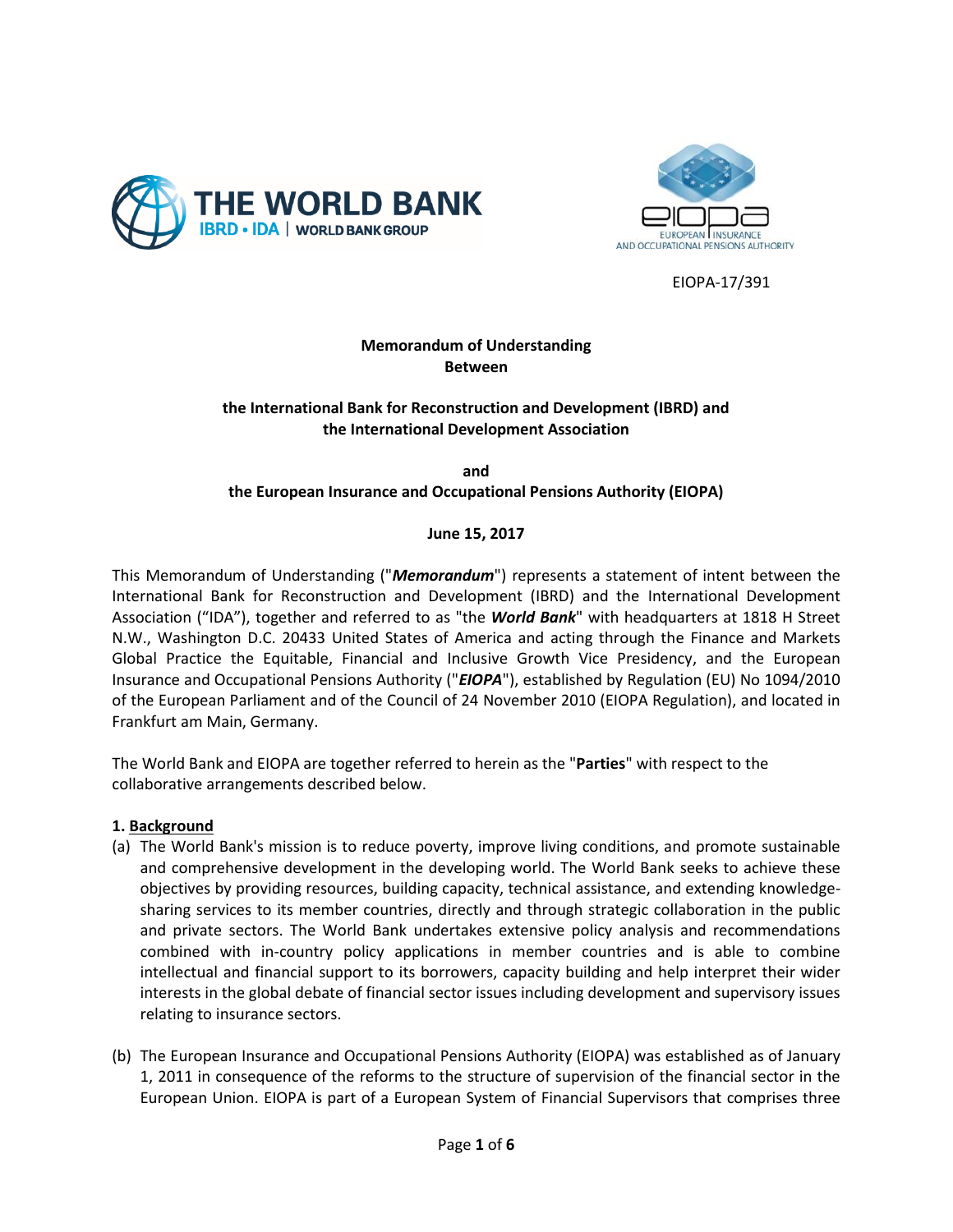EIOPA-17/391

**Memorandum of Understanding**
**Between**

**the International Bank for Reconstruction and Development (IBRD) and the International Development Association**

**and**
**the European Insurance and Occupational Pensions Authority (EIOPA)**

**June 15, 2017**

This Memorandum of Understanding ("***Memorandum***") represents a statement of intent between the International Bank for Reconstruction and Development (IBRD) and the International Development Association ("IDA"), together and referred to as "the ***World Bank***" with headquarters at 1818 H Street N.W., Washington D.C. 20433 United States of America and acting through the Finance and Markets Global Practice the Equitable, Financial and Inclusive Growth Vice Presidency, and the European Insurance and Occupational Pensions Authority ("***EIOPA***"), established by Regulation (EU) No 1094/2010 of the European Parliament and of the Council of 24 November 2010 (EIOPA Regulation), and located in Frankfurt am Main, Germany.

The World Bank and EIOPA are together referred to herein as the "**Parties**" with respect to the collaborative arrangements described below.

**1. Background**

(a) The World Bank's mission is to reduce poverty, improve living conditions, and promote sustainable and comprehensive development in the developing world. The World Bank seeks to achieve these objectives by providing resources, building capacity, technical assistance, and extending knowledge-sharing services to its member countries, directly and through strategic collaboration in the public and private sectors. The World Bank undertakes extensive policy analysis and recommendations combined with in-country policy applications in member countries and is able to combine intellectual and financial support to its borrowers, capacity building and help interpret their wider interests in the global debate of financial sector issues including development and supervisory issues relating to insurance sectors.

(b) The European Insurance and Occupational Pensions Authority (EIOPA) was established as of January 1, 2011 in consequence of the reforms to the structure of supervision of the financial sector in the European Union. EIOPA is part of a European System of Financial Supervisors that comprises three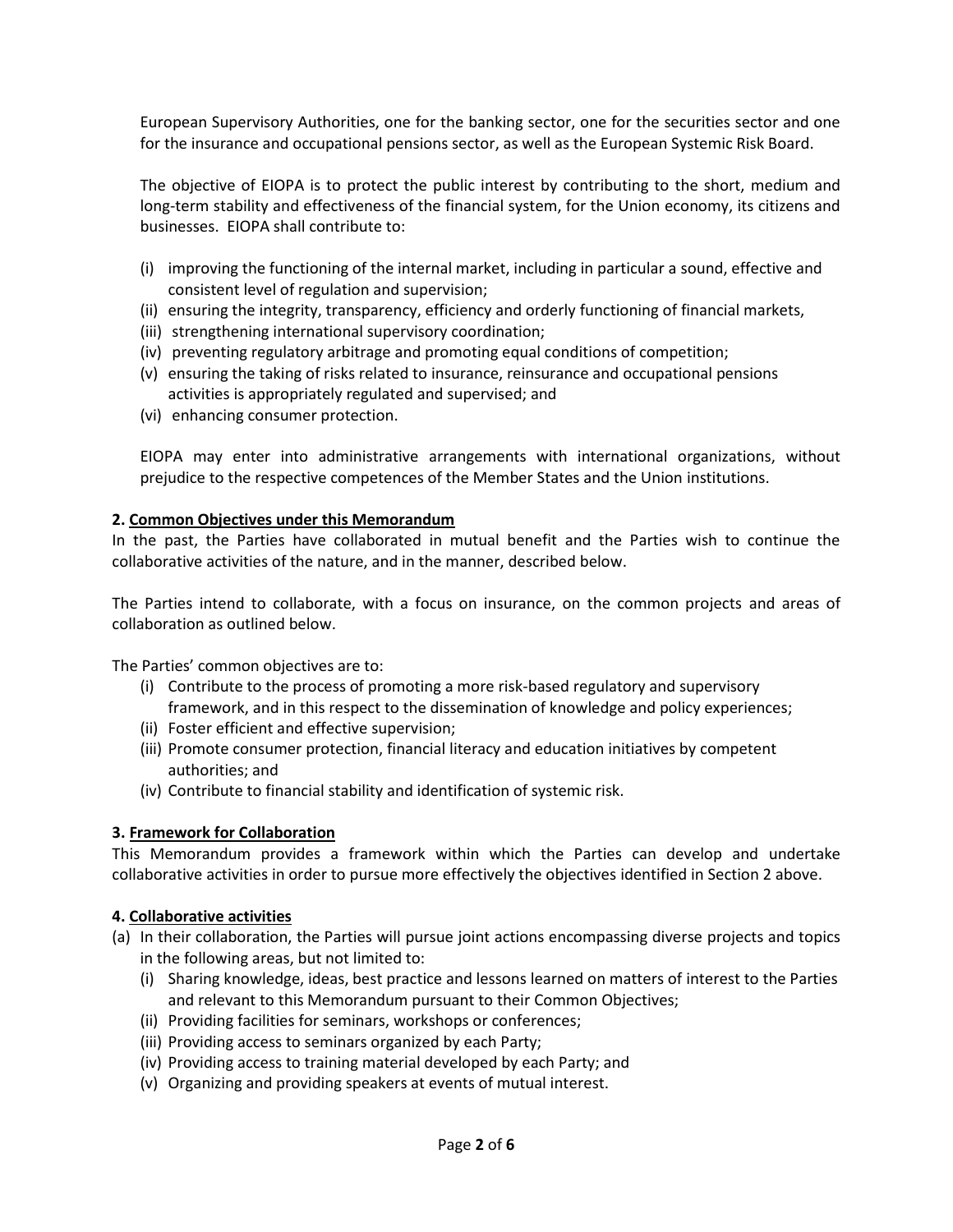European Supervisory Authorities, one for the banking sector, one for the securities sector and one for the insurance and occupational pensions sector, as well as the European Systemic Risk Board.

The objective of EIOPA is to protect the public interest by contributing to the short, medium and long-term stability and effectiveness of the financial system, for the Union economy, its citizens and businesses. EIOPA shall contribute to:

(i) improving the functioning of the internal market, including in particular a sound, effective and consistent level of regulation and supervision;
(ii) ensuring the integrity, transparency, efficiency and orderly functioning of financial markets,
(iii) strengthening international supervisory coordination;
(iv) preventing regulatory arbitrage and promoting equal conditions of competition;
(v) ensuring the taking of risks related to insurance, reinsurance and occupational pensions activities is appropriately regulated and supervised; and
(vi) enhancing consumer protection.

EIOPA may enter into administrative arrangements with international organizations, without prejudice to the respective competences of the Member States and the Union institutions.

**2. Common Objectives under this Memorandum**

In the past, the Parties have collaborated in mutual benefit and the Parties wish to continue the collaborative activities of the nature, and in the manner, described below.

The Parties intend to collaborate, with a focus on insurance, on the common projects and areas of collaboration as outlined below.

The Parties' common objectives are to:

(i) Contribute to the process of promoting a more risk-based regulatory and supervisory framework, and in this respect to the dissemination of knowledge and policy experiences;
(ii) Foster efficient and effective supervision;
(iii) Promote consumer protection, financial literacy and education initiatives by competent authorities; and
(iv) Contribute to financial stability and identification of systemic risk.

**3. Framework for Collaboration**

This Memorandum provides a framework within which the Parties can develop and undertake collaborative activities in order to pursue more effectively the objectives identified in Section 2 above.

**4. Collaborative activities**

(a) In their collaboration, the Parties will pursue joint actions encompassing diverse projects and topics in the following areas, but not limited to:
   (i) Sharing knowledge, ideas, best practice and lessons learned on matters of interest to the Parties and relevant to this Memorandum pursuant to their Common Objectives;
   (ii) Providing facilities for seminars, workshops or conferences;
   (iii) Providing access to seminars organized by each Party;
   (iv) Providing access to training material developed by each Party; and
   (v) Organizing and providing speakers at events of mutual interest.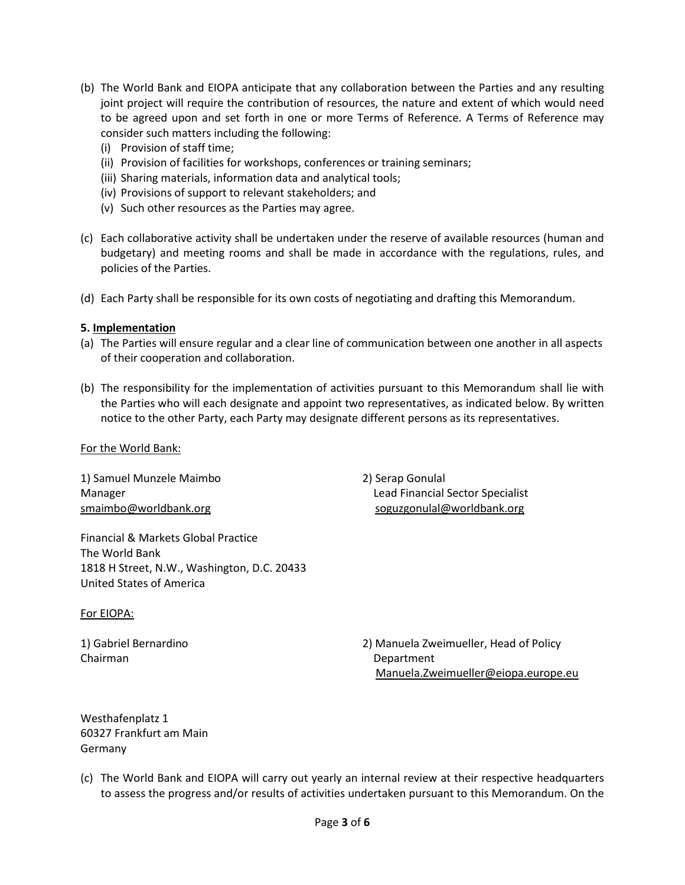(b) The World Bank and EIOPA anticipate that any collaboration between the Parties and any resulting joint project will require the contribution of resources, the nature and extent of which would need to be agreed upon and set forth in one or more Terms of Reference. A Terms of Reference may consider such matters including the following:
   (i) Provision of staff time;
   (ii) Provision of facilities for workshops, conferences or training seminars;
   (iii) Sharing materials, information data and analytical tools;
   (iv) Provisions of support to relevant stakeholders; and
   (v) Such other resources as the Parties may agree.

(c) Each collaborative activity shall be undertaken under the reserve of available resources (human and budgetary) and meeting rooms and shall be made in accordance with the regulations, rules, and policies of the Parties.

(d) Each Party shall be responsible for its own costs of negotiating and drafting this Memorandum.

**5. Implementation**

(a) The Parties will ensure regular and a clear line of communication between one another in all aspects of their cooperation and collaboration.

(b) The responsibility for the implementation of activities pursuant to this Memorandum shall lie with the Parties who will each designate and appoint two representatives, as indicated below. By written notice to the other Party, each Party may designate different persons as its representatives.

For the World Bank:

1) Samuel Munzele Maimbo
Manager
smaimbo@worldbank.org

2) Serap Gonulal
Lead Financial Sector Specialist
soguzgonulal@worldbank.org

Financial & Markets Global Practice
The World Bank
1818 H Street, N.W., Washington, D.C. 20433
United States of America

For EIOPA:

1) Gabriel Bernardino
Chairman

2) Manuela Zweimueller, Head of Policy Department
Manuela.Zweimueller@eiopa.europe.eu

Westhafenplatz 1
60327 Frankfurt am Main
Germany

(c) The World Bank and EIOPA will carry out yearly an internal review at their respective headquarters to assess the progress and/or results of activities undertaken pursuant to this Memorandum. On the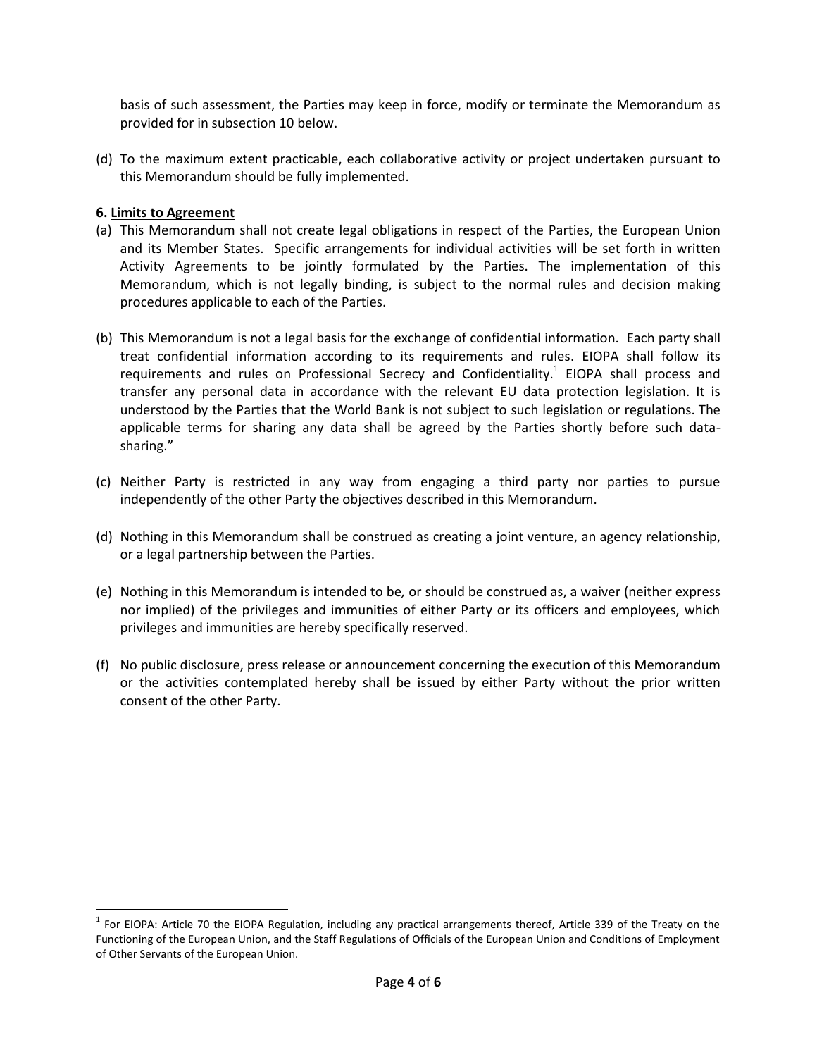basis of such assessment, the Parties may keep in force, modify or terminate the Memorandum as provided for in subsection 10 below.

(d) To the maximum extent practicable, each collaborative activity or project undertaken pursuant to this Memorandum should be fully implemented.

**6. Limits to Agreement**

(a) This Memorandum shall not create legal obligations in respect of the Parties, the European Union and its Member States. Specific arrangements for individual activities will be set forth in written Activity Agreements to be jointly formulated by the Parties. The implementation of this Memorandum, which is not legally binding, is subject to the normal rules and decision making procedures applicable to each of the Parties.

(b) This Memorandum is not a legal basis for the exchange of confidential information. Each party shall treat confidential information according to its requirements and rules. EIOPA shall follow its requirements and rules on Professional Secrecy and Confidentiality.[1] EIOPA shall process and transfer any personal data in accordance with the relevant EU data protection legislation. It is understood by the Parties that the World Bank is not subject to such legislation or regulations. The applicable terms for sharing any data shall be agreed by the Parties shortly before such data-sharing."

(c) Neither Party is restricted in any way from engaging a third party nor parties to pursue independently of the other Party the objectives described in this Memorandum.

(d) Nothing in this Memorandum shall be construed as creating a joint venture, an agency relationship, or a legal partnership between the Parties.

(e) Nothing in this Memorandum is intended to be, or should be construed as, a waiver (neither express nor implied) of the privileges and immunities of either Party or its officers and employees, which privileges and immunities are hereby specifically reserved.

(f) No public disclosure, press release or announcement concerning the execution of this Memorandum or the activities contemplated hereby shall be issued by either Party without the prior written consent of the other Party.

---

[1] For EIOPA: Article 70 the EIOPA Regulation, including any practical arrangements thereof, Article 339 of the Treaty on the Functioning of the European Union, and the Staff Regulations of Officials of the European Union and Conditions of Employment of Other Servants of the European Union.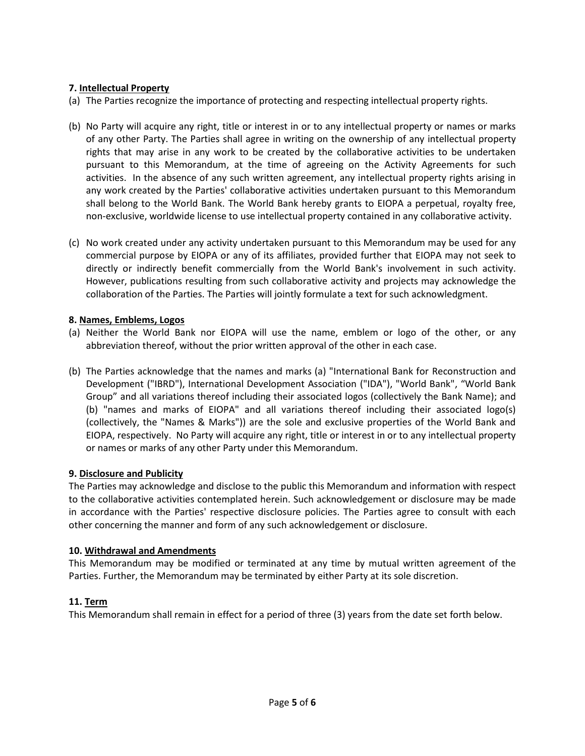**7. Intellectual Property**

(a) The Parties recognize the importance of protecting and respecting intellectual property rights.

(b) No Party will acquire any right, title or interest in or to any intellectual property or names or marks of any other Party. The Parties shall agree in writing on the ownership of any intellectual property rights that may arise in any work to be created by the collaborative activities to be undertaken pursuant to this Memorandum, at the time of agreeing on the Activity Agreements for such activities. In the absence of any such written agreement, any intellectual property rights arising in any work created by the Parties' collaborative activities undertaken pursuant to this Memorandum shall belong to the World Bank. The World Bank hereby grants to EIOPA a perpetual, royalty free, non-exclusive, worldwide license to use intellectual property contained in any collaborative activity.

(c) No work created under any activity undertaken pursuant to this Memorandum may be used for any commercial purpose by EIOPA or any of its affiliates, provided further that EIOPA may not seek to directly or indirectly benefit commercially from the World Bank's involvement in such activity. However, publications resulting from such collaborative activity and projects may acknowledge the collaboration of the Parties. The Parties will jointly formulate a text for such acknowledgment.

**8. Names, Emblems, Logos**

(a) Neither the World Bank nor EIOPA will use the name, emblem or logo of the other, or any abbreviation thereof, without the prior written approval of the other in each case.

(b) The Parties acknowledge that the names and marks (a) "International Bank for Reconstruction and Development ("IBRD"), International Development Association ("IDA"), "World Bank", "World Bank Group" and all variations thereof including their associated logos (collectively the Bank Name); and (b) "names and marks of EIOPA" and all variations thereof including their associated logo(s) (collectively, the "Names & Marks")) are the sole and exclusive properties of the World Bank and EIOPA, respectively. No Party will acquire any right, title or interest in or to any intellectual property or names or marks of any other Party under this Memorandum.

**9. Disclosure and Publicity**

The Parties may acknowledge and disclose to the public this Memorandum and information with respect to the collaborative activities contemplated herein. Such acknowledgement or disclosure may be made in accordance with the Parties' respective disclosure policies. The Parties agree to consult with each other concerning the manner and form of any such acknowledgement or disclosure.

**10. Withdrawal and Amendments**

This Memorandum may be modified or terminated at any time by mutual written agreement of the Parties. Further, the Memorandum may be terminated by either Party at its sole discretion.

**11. Term**

This Memorandum shall remain in effect for a period of three (3) years from the date set forth below.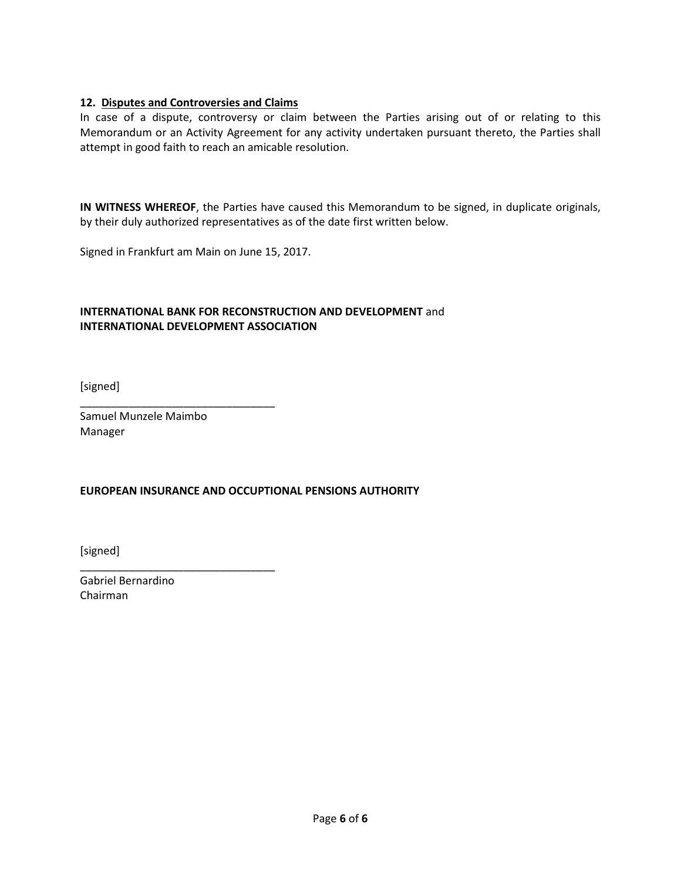**12. Disputes and Controversies and Claims**

In case of a dispute, controversy or claim between the Parties arising out of or relating to this Memorandum or an Activity Agreement for any activity undertaken pursuant thereto, the Parties shall attempt in good faith to reach an amicable resolution.

**IN WITNESS WHEREOF**, the Parties have caused this Memorandum to be signed, in duplicate originals, by their duly authorized representatives as of the date first written below.

Signed in Frankfurt am Main on June 15, 2017.

**INTERNATIONAL BANK FOR RECONSTRUCTION AND DEVELOPMENT** and
**INTERNATIONAL DEVELOPMENT ASSOCIATION**

[signed]

________________________________
Samuel Munzele Maimbo
Manager

**EUROPEAN INSURANCE AND OCCUPTIONAL PENSIONS AUTHORITY**

[signed]

________________________________
Gabriel Bernardino
Chairman